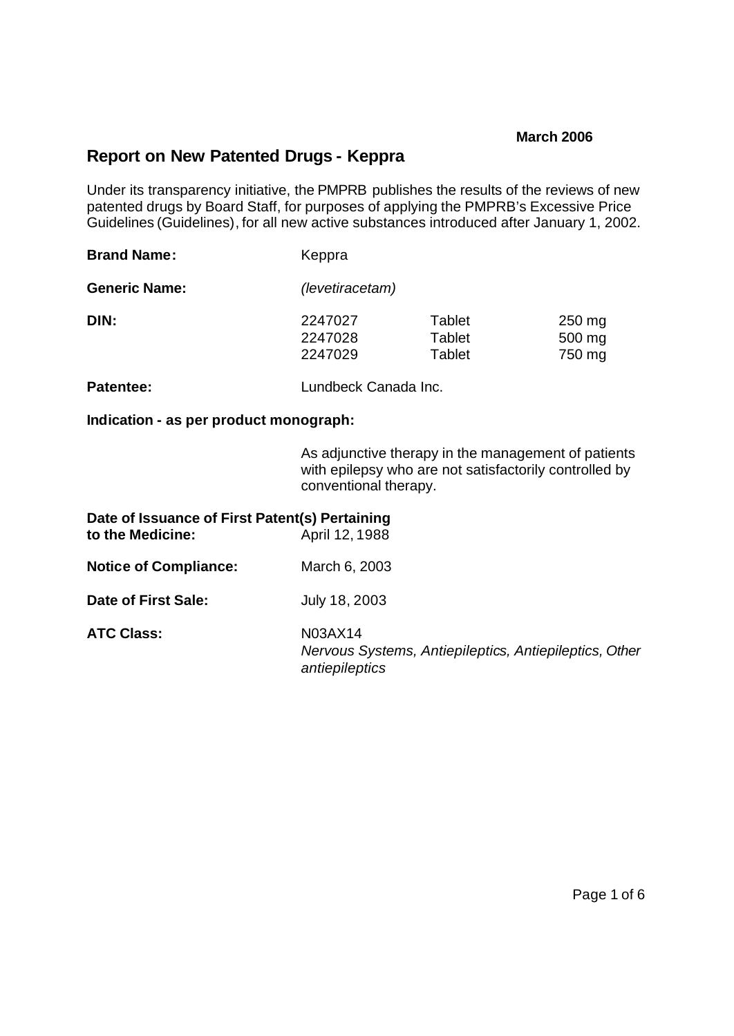**March 2006**

## Report on New Patented Drugs - Keppra

Under its transparency initiative, the PMPRB publishes the results of the reviews of new patented drugs by Board Staff, for purposes of applying the PMPRB's Excessive Price Guidelines (Guidelines), for all new active substances introduced after January 1, 2002.

| | | | |
|---|---|---|---|
| **Brand Name:** | Keppra | | |
| **Generic Name:** | *(levetiracetam)* | | |
| **DIN:** | 2247027 | Tablet | 250 mg |
| | 2247028 | Tablet | 500 mg |
| | 2247029 | Tablet | 750 mg |
| **Patentee:** | Lundbeck Canada Inc. | | |

**Indication - as per product monograph:**

As adjunctive therapy in the management of patients with epilepsy who are not satisfactorily controlled by conventional therapy.

**Date of Issuance of First Patent(s) Pertaining to the Medicine:** April 12, 1988

**Notice of Compliance:** March 6, 2003

**Date of First Sale:** July 18, 2003

**ATC Class:** N03AX14
*Nervous Systems, Antiepileptics, Antiepileptics, Other antiepileptics*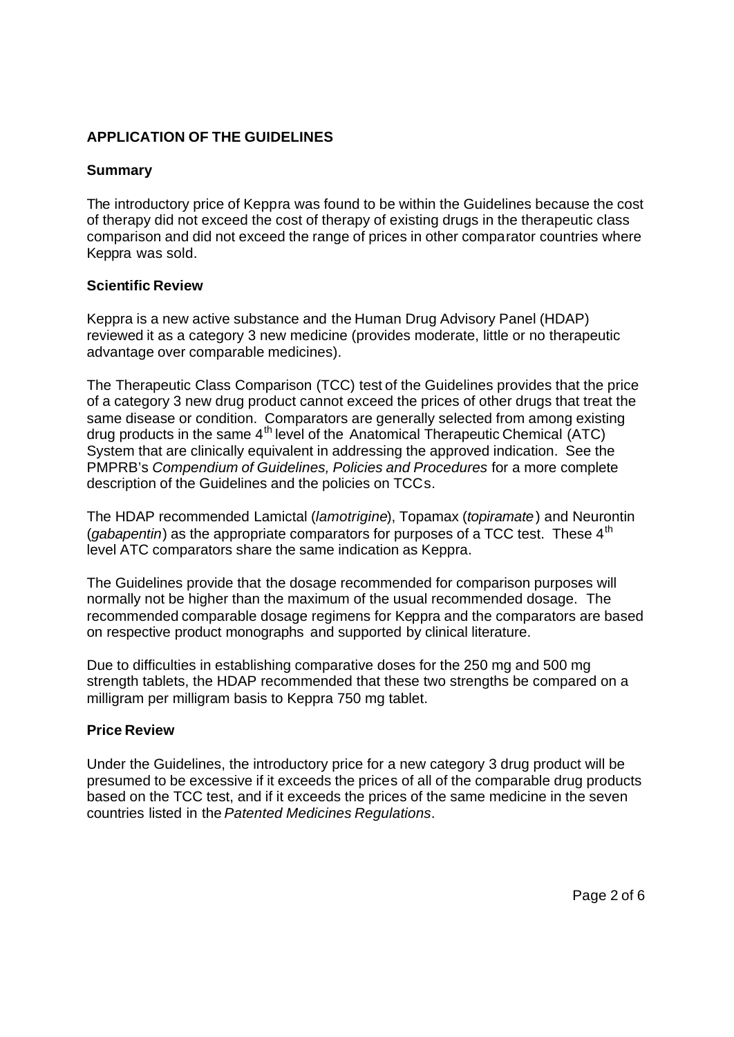## APPLICATION OF THE GUIDELINES

### Summary

The introductory price of Keppra was found to be within the Guidelines because the cost of therapy did not exceed the cost of therapy of existing drugs in the therapeutic class comparison and did not exceed the range of prices in other comparator countries where Keppra was sold.

### Scientific Review

Keppra is a new active substance and the Human Drug Advisory Panel (HDAP) reviewed it as a category 3 new medicine (provides moderate, little or no therapeutic advantage over comparable medicines).

The Therapeutic Class Comparison (TCC) test of the Guidelines provides that the price of a category 3 new drug product cannot exceed the prices of other drugs that treat the same disease or condition. Comparators are generally selected from among existing drug products in the same 4th level of the Anatomical Therapeutic Chemical (ATC) System that are clinically equivalent in addressing the approved indication. See the PMPRB's *Compendium of Guidelines, Policies and Procedures* for a more complete description of the Guidelines and the policies on TCCs.

The HDAP recommended Lamictal (*lamotrigine*), Topamax (*topiramate*) and Neurontin (*gabapentin*) as the appropriate comparators for purposes of a TCC test. These 4th level ATC comparators share the same indication as Keppra.

The Guidelines provide that the dosage recommended for comparison purposes will normally not be higher than the maximum of the usual recommended dosage. The recommended comparable dosage regimens for Keppra and the comparators are based on respective product monographs and supported by clinical literature.

Due to difficulties in establishing comparative doses for the 250 mg and 500 mg strength tablets, the HDAP recommended that these two strengths be compared on a milligram per milligram basis to Keppra 750 mg tablet.

### Price Review

Under the Guidelines, the introductory price for a new category 3 drug product will be presumed to be excessive if it exceeds the prices of all of the comparable drug products based on the TCC test, and if it exceeds the prices of the same medicine in the seven countries listed in the *Patented Medicines Regulations*.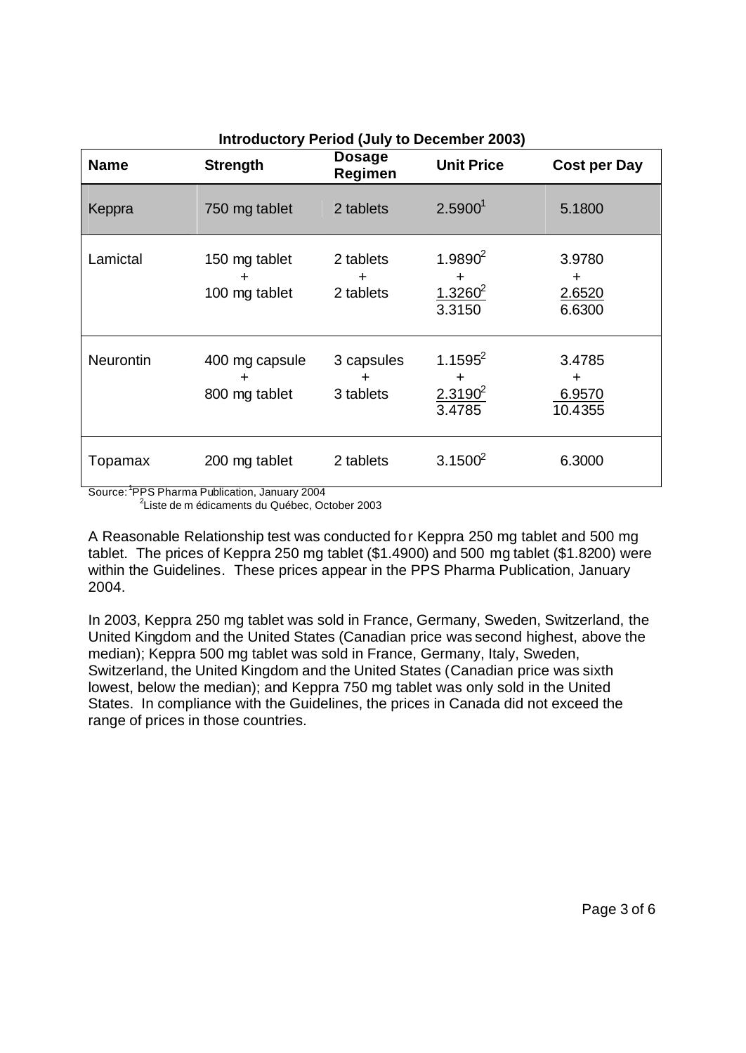**Introductory Period (July to December 2003)**

| Name | Strength | Dosage Regimen | Unit Price | Cost per Day |
|---|---|---|---|---|
| Keppra | 750 mg tablet | 2 tablets | 2.5900[1] | 5.1800 |
| Lamictal | 150 mg tablet + 100 mg tablet | 2 tablets + 2 tablets | 1.9890[2] + 1.3260[2] 3.3150 | 3.9780 + 2.6520 6.6300 |
| Neurontin | 400 mg capsule + 800 mg tablet | 3 capsules + 3 tablets | 1.1595[2] + 2.3190[2] 3.4785 | 3.4785 + 6.9570 10.4355 |
| Topamax | 200 mg tablet | 2 tablets | 3.1500[2] | 6.3000 |

Source: [1]PPS Pharma Publication, January 2004
[2]Liste de médicaments du Québec, October 2003

A Reasonable Relationship test was conducted for Keppra 250 mg tablet and 500 mg tablet. The prices of Keppra 250 mg tablet ($1.4900) and 500 mg tablet ($1.8200) were within the Guidelines. These prices appear in the PPS Pharma Publication, January 2004.

In 2003, Keppra 250 mg tablet was sold in France, Germany, Sweden, Switzerland, the United Kingdom and the United States (Canadian price was second highest, above the median); Keppra 500 mg tablet was sold in France, Germany, Italy, Sweden, Switzerland, the United Kingdom and the United States (Canadian price was sixth lowest, below the median); and Keppra 750 mg tablet was only sold in the United States. In compliance with the Guidelines, the prices in Canada did not exceed the range of prices in those countries.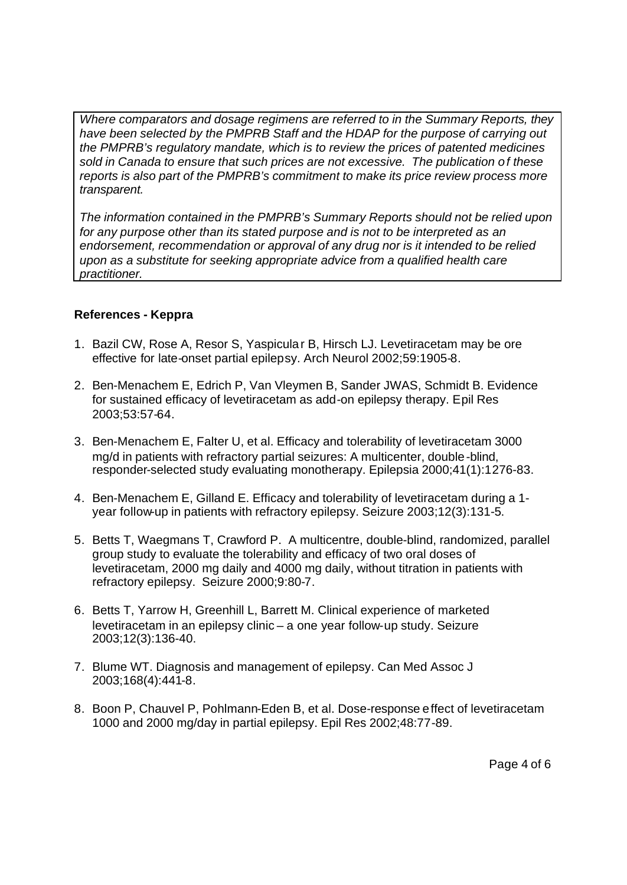*Where comparators and dosage regimens are referred to in the Summary Reports, they have been selected by the PMPRB Staff and the HDAP for the purpose of carrying out the PMPRB's regulatory mandate, which is to review the prices of patented medicines sold in Canada to ensure that such prices are not excessive. The publication of these reports is also part of the PMPRB's commitment to make its price review process more transparent.*

*The information contained in the PMPRB's Summary Reports should not be relied upon for any purpose other than its stated purpose and is not to be interpreted as an endorsement, recommendation or approval of any drug nor is it intended to be relied upon as a substitute for seeking appropriate advice from a qualified health care practitioner.*

**References - Keppra**

1. Bazil CW, Rose A, Resor S, Yaspicular B, Hirsch LJ. Levetiracetam may be ore effective for late-onset partial epilepsy. Arch Neurol 2002;59:1905-8.

2. Ben-Menachem E, Edrich P, Van Vleymen B, Sander JWAS, Schmidt B. Evidence for sustained efficacy of levetiracetam as add-on epilepsy therapy. Epil Res 2003;53:57-64.

3. Ben-Menachem E, Falter U, et al. Efficacy and tolerability of levetiracetam 3000 mg/d in patients with refractory partial seizures: A multicenter, double-blind, responder-selected study evaluating monotherapy. Epilepsia 2000;41(1):1276-83.

4. Ben-Menachem E, Gilland E. Efficacy and tolerability of levetiracetam during a 1-year follow-up in patients with refractory epilepsy. Seizure 2003;12(3):131-5.

5. Betts T, Waegmans T, Crawford P. A multicentre, double-blind, randomized, parallel group study to evaluate the tolerability and efficacy of two oral doses of levetiracetam, 2000 mg daily and 4000 mg daily, without titration in patients with refractory epilepsy. Seizure 2000;9:80-7.

6. Betts T, Yarrow H, Greenhill L, Barrett M. Clinical experience of marketed levetiracetam in an epilepsy clinic – a one year follow-up study. Seizure 2003;12(3):136-40.

7. Blume WT. Diagnosis and management of epilepsy. Can Med Assoc J 2003;168(4):441-8.

8. Boon P, Chauvel P, Pohlmann-Eden B, et al. Dose-response effect of levetiracetam 1000 and 2000 mg/day in partial epilepsy. Epil Res 2002;48:77-89.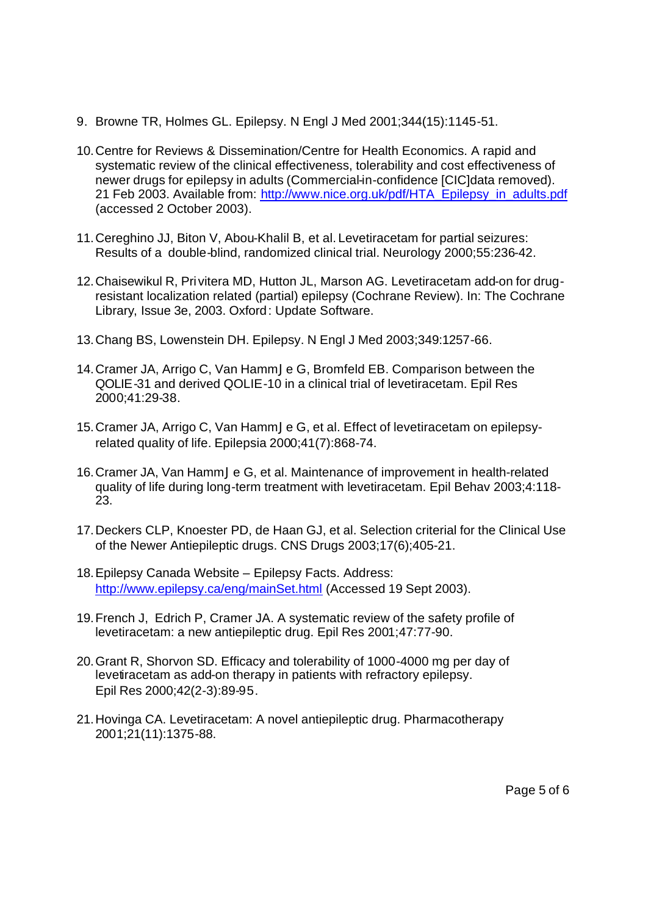9. Browne TR, Holmes GL. Epilepsy. N Engl J Med 2001;344(15):1145-51.

10. Centre for Reviews & Dissemination/Centre for Health Economics. A rapid and systematic review of the clinical effectiveness, tolerability and cost effectiveness of newer drugs for epilepsy in adults (Commercial-in-confidence [CIC]data removed). 21 Feb 2003. Available from: http://www.nice.org.uk/pdf/HTA_Epilepsy_in_adults.pdf (accessed 2 October 2003).

11. Cereghino JJ, Biton V, Abou-Khalil B, et al. Levetiracetam for partial seizures: Results of a double-blind, randomized clinical trial. Neurology 2000;55:236-42.

12. Chaisewikul R, Privitera MD, Hutton JL, Marson AG. Levetiracetam add-on for drug-resistant localization related (partial) epilepsy (Cochrane Review). In: The Cochrane Library, Issue 3e, 2003. Oxford: Update Software.

13. Chang BS, Lowenstein DH. Epilepsy. N Engl J Med 2003;349:1257-66.

14. Cramer JA, Arrigo C, Van HammJ e G, Bromfeld EB. Comparison between the QOLIE-31 and derived QOLIE-10 in a clinical trial of levetiracetam. Epil Res 2000;41:29-38.

15. Cramer JA, Arrigo C, Van HammJ e G, et al. Effect of levetiracetam on epilepsy-related quality of life. Epilepsia 2000;41(7):868-74.

16. Cramer JA, Van HammJ e G, et al. Maintenance of improvement in health-related quality of life during long-term treatment with levetiracetam. Epil Behav 2003;4:118-23.

17. Deckers CLP, Knoester PD, de Haan GJ, et al. Selection criterial for the Clinical Use of the Newer Antiepileptic drugs. CNS Drugs 2003;17(6);405-21.

18. Epilepsy Canada Website – Epilepsy Facts. Address: http://www.epilepsy.ca/eng/mainSet.html (Accessed 19 Sept 2003).

19. French J, Edrich P, Cramer JA. A systematic review of the safety profile of levetiracetam: a new antiepileptic drug. Epil Res 2001;47:77-90.

20. Grant R, Shorvon SD. Efficacy and tolerability of 1000-4000 mg per day of levetiracetam as add-on therapy in patients with refractory epilepsy. Epil Res 2000;42(2-3):89-95.

21. Hovinga CA. Levetiracetam: A novel antiepileptic drug. Pharmacotherapy 2001;21(11):1375-88.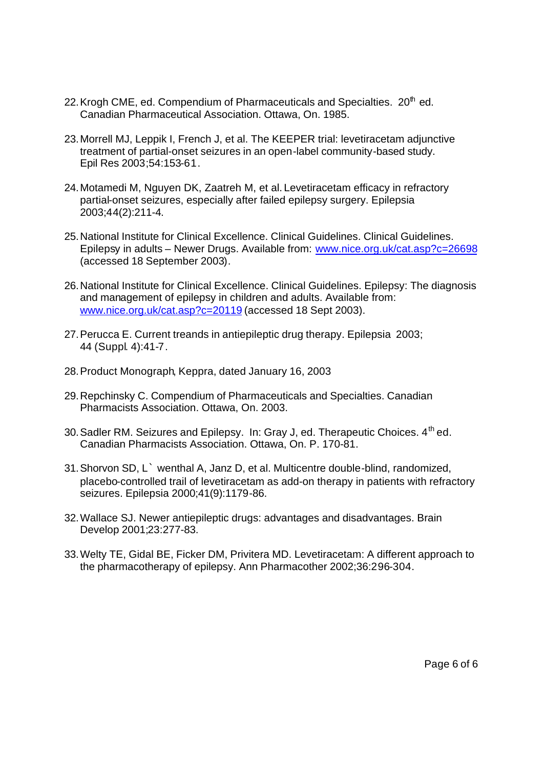22. Krogh CME, ed. Compendium of Pharmaceuticals and Specialties. 20th ed. Canadian Pharmaceutical Association. Ottawa, On. 1985.

23. Morrell MJ, Leppik I, French J, et al. The KEEPER trial: levetiracetam adjunctive treatment of partial-onset seizures in an open-label community-based study. Epil Res 2003;54:153-61.

24. Motamedi M, Nguyen DK, Zaatreh M, et al. Levetiracetam efficacy in refractory partial-onset seizures, especially after failed epilepsy surgery. Epilepsia 2003;44(2):211-4.

25. National Institute for Clinical Excellence. Clinical Guidelines. Clinical Guidelines. Epilepsy in adults – Newer Drugs. Available from: www.nice.org.uk/cat.asp?c=26698 (accessed 18 September 2003).

26. National Institute for Clinical Excellence. Clinical Guidelines. Epilepsy: The diagnosis and management of epilepsy in children and adults. Available from: www.nice.org.uk/cat.asp?c=20119 (accessed 18 Sept 2003).

27. Perucca E. Current treands in antiepileptic drug therapy. Epilepsia 2003; 44 (Suppl. 4):41-7.

28. Product Monograph, Keppra, dated January 16, 2003

29. Repchinsky C. Compendium of Pharmaceuticals and Specialties. Canadian Pharmacists Association. Ottawa, On. 2003.

30. Sadler RM. Seizures and Epilepsy. In: Gray J, ed. Therapeutic Choices. 4th ed. Canadian Pharmacists Association. Ottawa, On. P. 170-81.

31. Shorvon SD, L` wenthal A, Janz D, et al. Multicentre double-blind, randomized, placebo-controlled trail of levetiracetam as add-on therapy in patients with refractory seizures. Epilepsia 2000;41(9):1179-86.

32. Wallace SJ. Newer antiepileptic drugs: advantages and disadvantages. Brain Develop 2001;23:277-83.

33. Welty TE, Gidal BE, Ficker DM, Privitera MD. Levetiracetam: A different approach to the pharmacotherapy of epilepsy. Ann Pharmacother 2002;36:296-304.